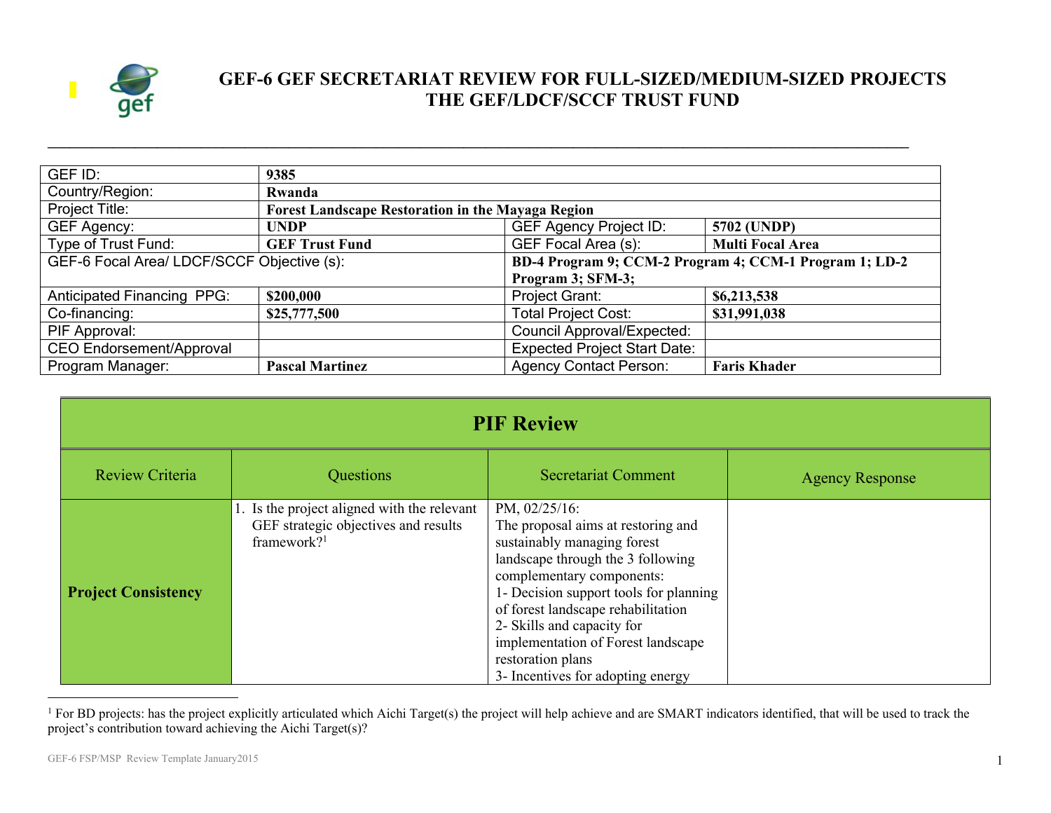# GEF-6 GEF SECRETARIAT REVIEW FOR FULL-SIZED/MEDIUM-SIZED PROJECTS THE GEF/LDCF/SCCF TRUST FUND

| GEF ID: | 9385 | | |
|---|---|---|---|
| Country/Region: | Rwanda | | |
| Project Title: | Forest Landscape Restoration in the Mayaga Region | | |
| GEF Agency: | UNDP | GEF Agency Project ID: | 5702 (UNDP) |
| Type of Trust Fund: | GEF Trust Fund | GEF Focal Area (s): | Multi Focal Area |
| GEF-6 Focal Area/ LDCF/SCCF Objective (s): | | BD-4 Program 9; CCM-2 Program 4; CCM-1 Program 1; LD-2 Program 3; SFM-3; | |
| Anticipated Financing PPG: | $200,000 | Project Grant: | $6,213,538 |
| Co-financing: | $25,777,500 | Total Project Cost: | $31,991,038 |
| PIF Approval: | | Council Approval/Expected: | |
| CEO Endorsement/Approval | | Expected Project Start Date: | |
| Program Manager: | Pascal Martinez | Agency Contact Person: | Faris Khader |

## PIF Review

| Review Criteria | Questions | Secretariat Comment | Agency Response |
|---|---|---|---|
| **Project Consistency** | 1. Is the project aligned with the relevant GEF strategic objectives and results framework?[1] | PM, 02/25/16:<br>The proposal aims at restoring and sustainably managing forest landscape through the 3 following complementary components:<br>1- Decision support tools for planning of forest landscape rehabilitation<br>2- Skills and capacity for implementation of Forest landscape restoration plans<br>3- Incentives for adopting energy | |

[1] For BD projects: has the project explicitly articulated which Aichi Target(s) the project will help achieve and are SMART indicators identified, that will be used to track the project's contribution toward achieving the Aichi Target(s)?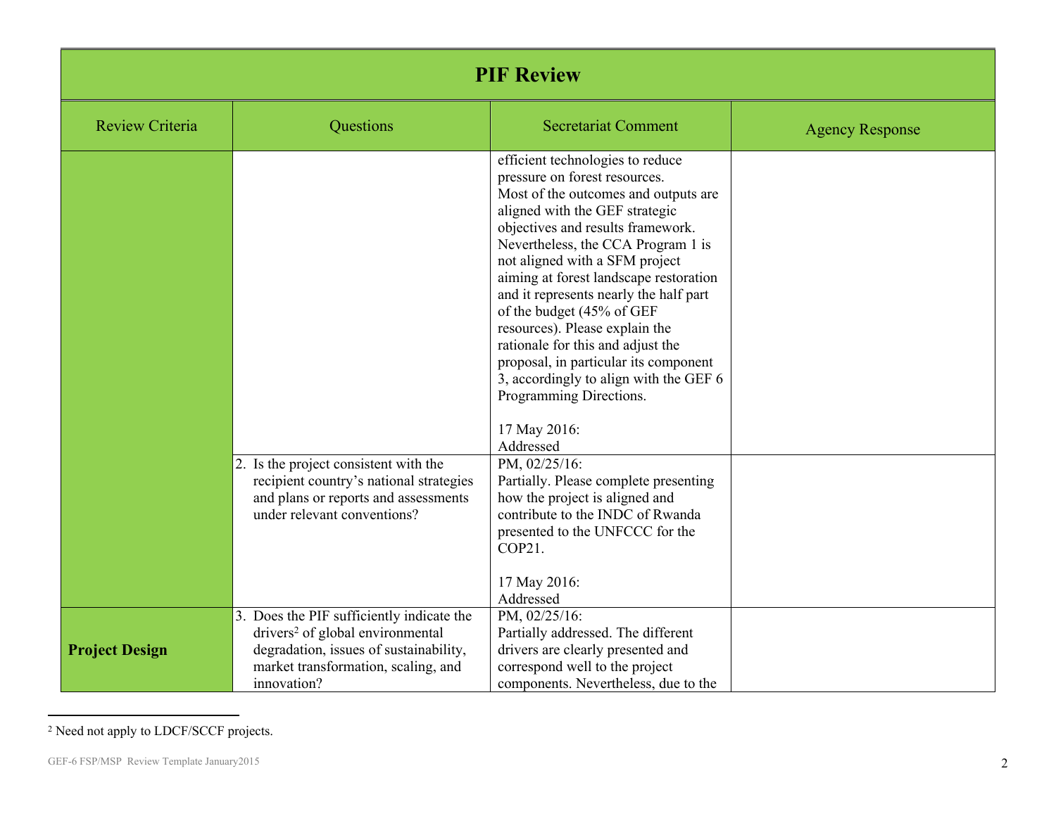# PIF Review

| Review Criteria | Questions | Secretariat Comment | Agency Response |
|---|---|---|---|
| | | efficient technologies to reduce pressure on forest resources.<br>Most of the outcomes and outputs are aligned with the GEF strategic objectives and results framework. Nevertheless, the CCA Program 1 is not aligned with a SFM project aiming at forest landscape restoration and it represents nearly the half part of the budget (45% of GEF resources). Please explain the rationale for this and adjust the proposal, in particular its component 3, accordingly to align with the GEF 6 Programming Directions.<br><br>17 May 2016:<br>Addressed | |
| | 2. Is the project consistent with the recipient country's national strategies and plans or reports and assessments under relevant conventions? | PM, 02/25/16:<br>Partially. Please complete presenting how the project is aligned and contribute to the INDC of Rwanda presented to the UNFCCC for the COP21.<br><br>17 May 2016:<br>Addressed | |
| **Project Design** | 3. Does the PIF sufficiently indicate the drivers[2] of global environmental degradation, issues of sustainability, market transformation, scaling, and innovation? | PM, 02/25/16:<br>Partially addressed. The different drivers are clearly presented and correspond well to the project components. Nevertheless, due to the | |

[2] Need not apply to LDCF/SCCF projects.

GEF-6 FSP/MSP Review Template January2015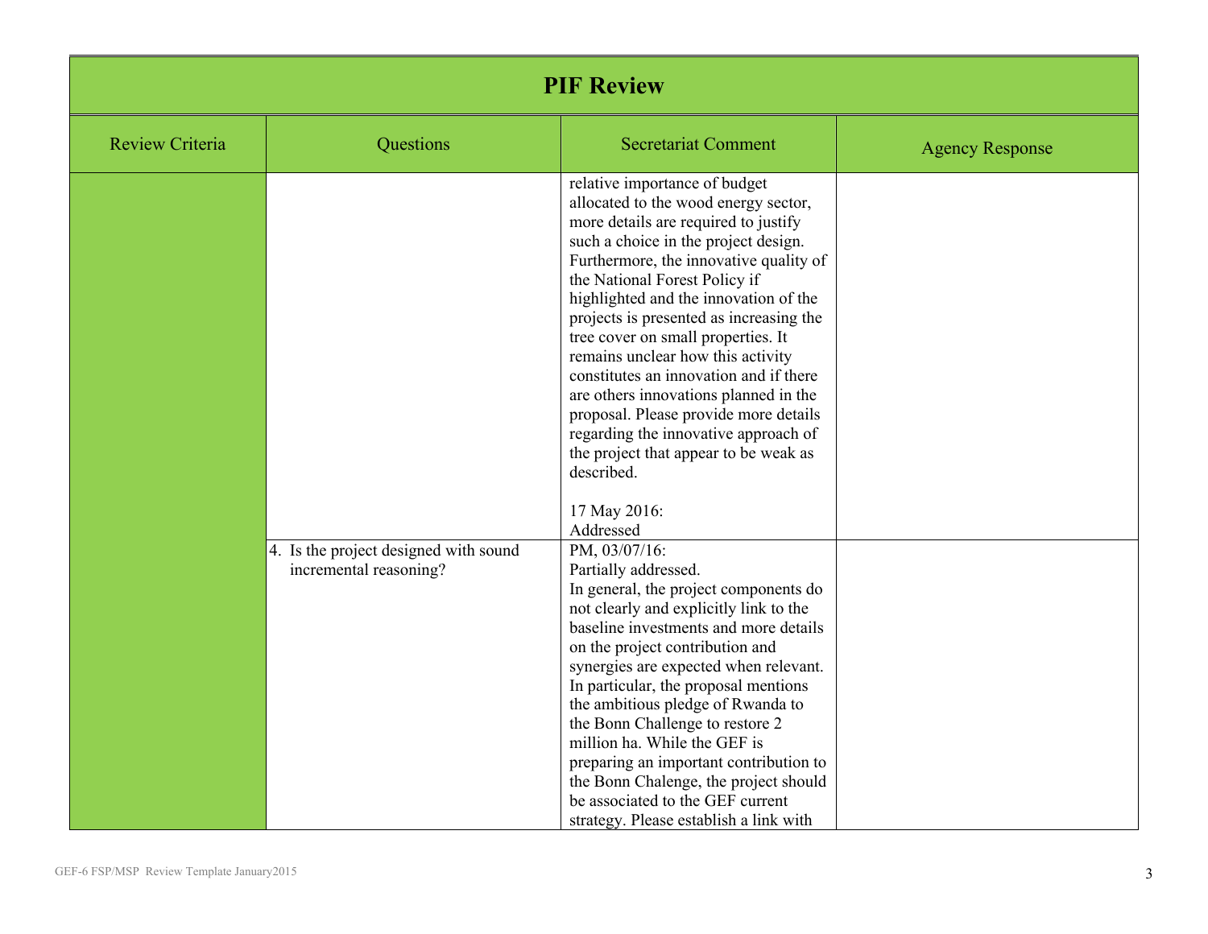# PIF Review

| Review Criteria | Questions | Secretariat Comment | Agency Response |
|---|---|---|---|
| | | relative importance of budget allocated to the wood energy sector, more details are required to justify such a choice in the project design. Furthermore, the innovative quality of the National Forest Policy if highlighted and the innovation of the projects is presented as increasing the tree cover on small properties. It remains unclear how this activity constitutes an innovation and if there are others innovations planned in the proposal. Please provide more details regarding the innovative approach of the project that appear to be weak as described.<br><br>17 May 2016:<br>Addressed | |
| | 4. Is the project designed with sound incremental reasoning? | PM, 03/07/16:<br>Partially addressed.<br>In general, the project components do not clearly and explicitly link to the baseline investments and more details on the project contribution and synergies are expected when relevant. In particular, the proposal mentions the ambitious pledge of Rwanda to the Bonn Challenge to restore 2 million ha. While the GEF is preparing an important contribution to the Bonn Chalenge, the project should be associated to the GEF current strategy. Please establish a link with | |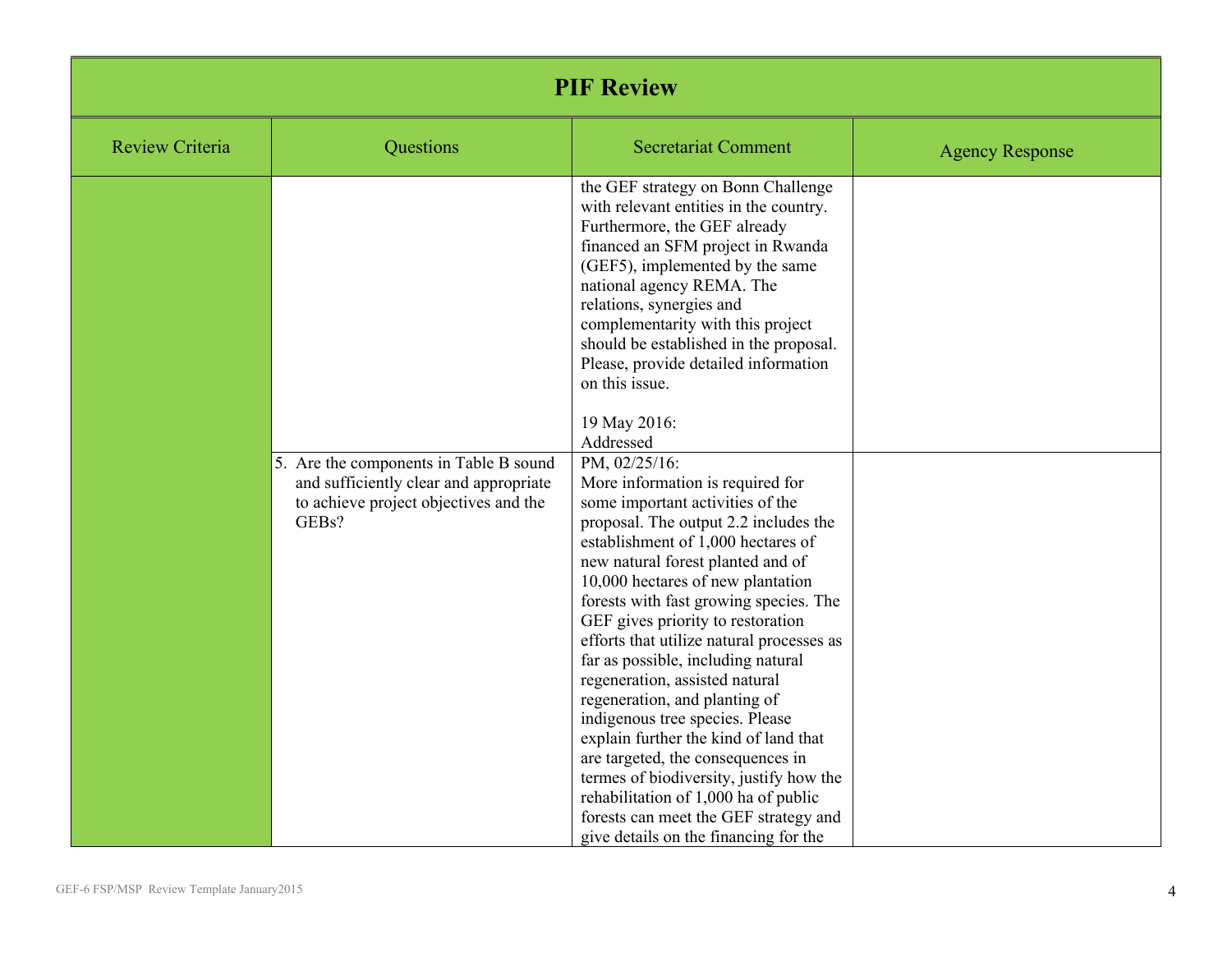# PIF Review

| Review Criteria | Questions | Secretariat Comment | Agency Response |
|---|---|---|---|
| | | the GEF strategy on Bonn Challenge with relevant entities in the country. Furthermore, the GEF already financed an SFM project in Rwanda (GEF5), implemented by the same national agency REMA. The relations, synergies and complementarity with this project should be established in the proposal. Please, provide detailed information on this issue.<br><br>19 May 2016:<br>Addressed | |
| | 5. Are the components in Table B sound and sufficiently clear and appropriate to achieve project objectives and the GEBs? | PM, 02/25/16:<br>More information is required for some important activities of the proposal. The output 2.2 includes the establishment of 1,000 hectares of new natural forest planted and of 10,000 hectares of new plantation forests with fast growing species. The GEF gives priority to restoration efforts that utilize natural processes as far as possible, including natural regeneration, assisted natural regeneration, and planting of indigenous tree species. Please explain further the kind of land that are targeted, the consequences in termes of biodiversity, justify how the rehabilitation of 1,000 ha of public forests can meet the GEF strategy and give details on the financing for the | |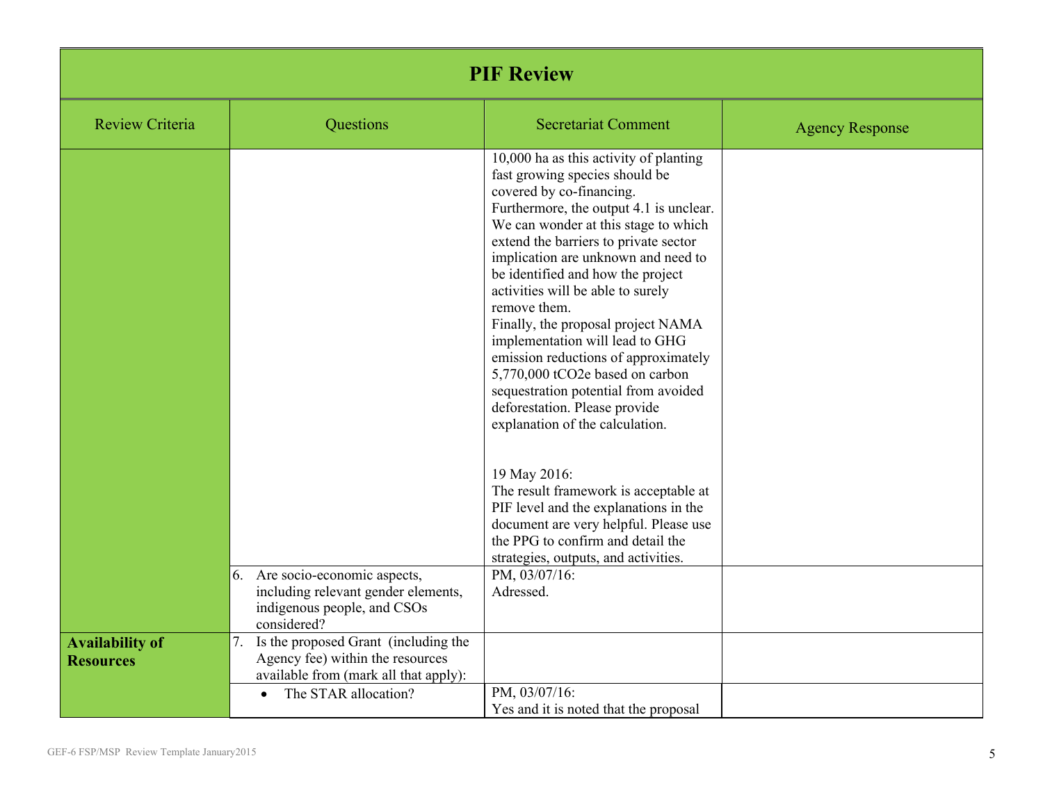# PIF Review

| Review Criteria | Questions | Secretariat Comment | Agency Response |
|---|---|---|---|
| | | 10,000 ha as this activity of planting fast growing species should be covered by co-financing.<br>Furthermore, the output 4.1 is unclear. We can wonder at this stage to which extend the barriers to private sector implication are unknown and need to be identified and how the project activities will be able to surely remove them.<br>Finally, the proposal project NAMA implementation will lead to GHG emission reductions of approximately 5,770,000 tCO2e based on carbon sequestration potential from avoided deforestation. Please provide explanation of the calculation.<br><br>19 May 2016:<br>The result framework is acceptable at PIF level and the explanations in the document are very helpful. Please use the PPG to confirm and detail the strategies, outputs, and activities. | |
| | 6. Are socio-economic aspects, including relevant gender elements, indigenous people, and CSOs considered? | PM, 03/07/16:<br>Adressed. | |
| **Availability of Resources** | 7. Is the proposed Grant (including the Agency fee) within the resources available from (mark all that apply): | | |
| | • The STAR allocation? | PM, 03/07/16:<br>Yes and it is noted that the proposal | |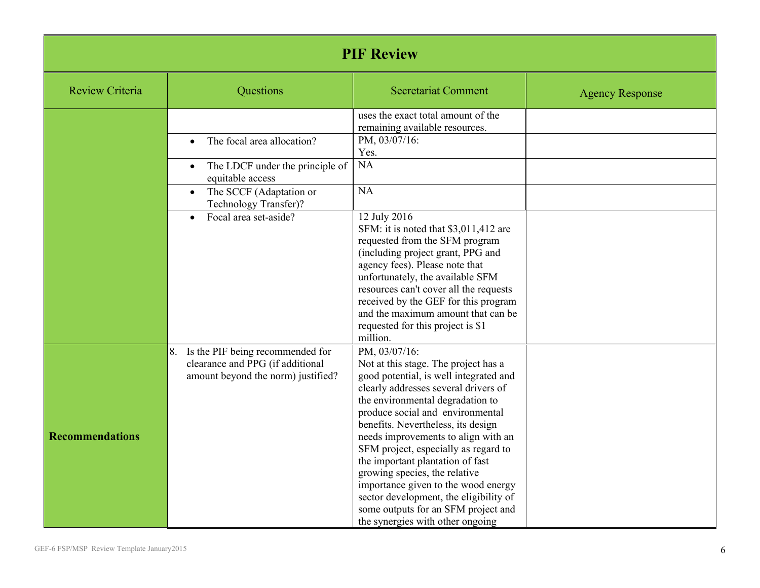# PIF Review

| Review Criteria | Questions | Secretariat Comment | Agency Response |
|---|---|---|---|
| | | uses the exact total amount of the remaining available resources. | |
| | • The focal area allocation? | PM, 03/07/16: Yes. | |
| | • The LDCF under the principle of equitable access | NA | |
| | • The SCCF (Adaptation or Technology Transfer)? | NA | |
| | • Focal area set-aside? | 12 July 2016 SFM: it is noted that $3,011,412 are requested from the SFM program (including project grant, PPG and agency fees). Please note that unfortunately, the available SFM resources can't cover all the requests received by the GEF for this program and the maximum amount that can be requested for this project is $1 million. | |
| **Recommendations** | 8. Is the PIF being recommended for clearance and PPG (if additional amount beyond the norm) justified? | PM, 03/07/16: Not at this stage. The project has a good potential, is well integrated and clearly addresses several drivers of the environmental degradation to produce social and environmental benefits. Nevertheless, its design needs improvements to align with an SFM project, especially as regard to the important plantation of fast growing species, the relative importance given to the wood energy sector development, the eligibility of some outputs for an SFM project and the synergies with other ongoing | |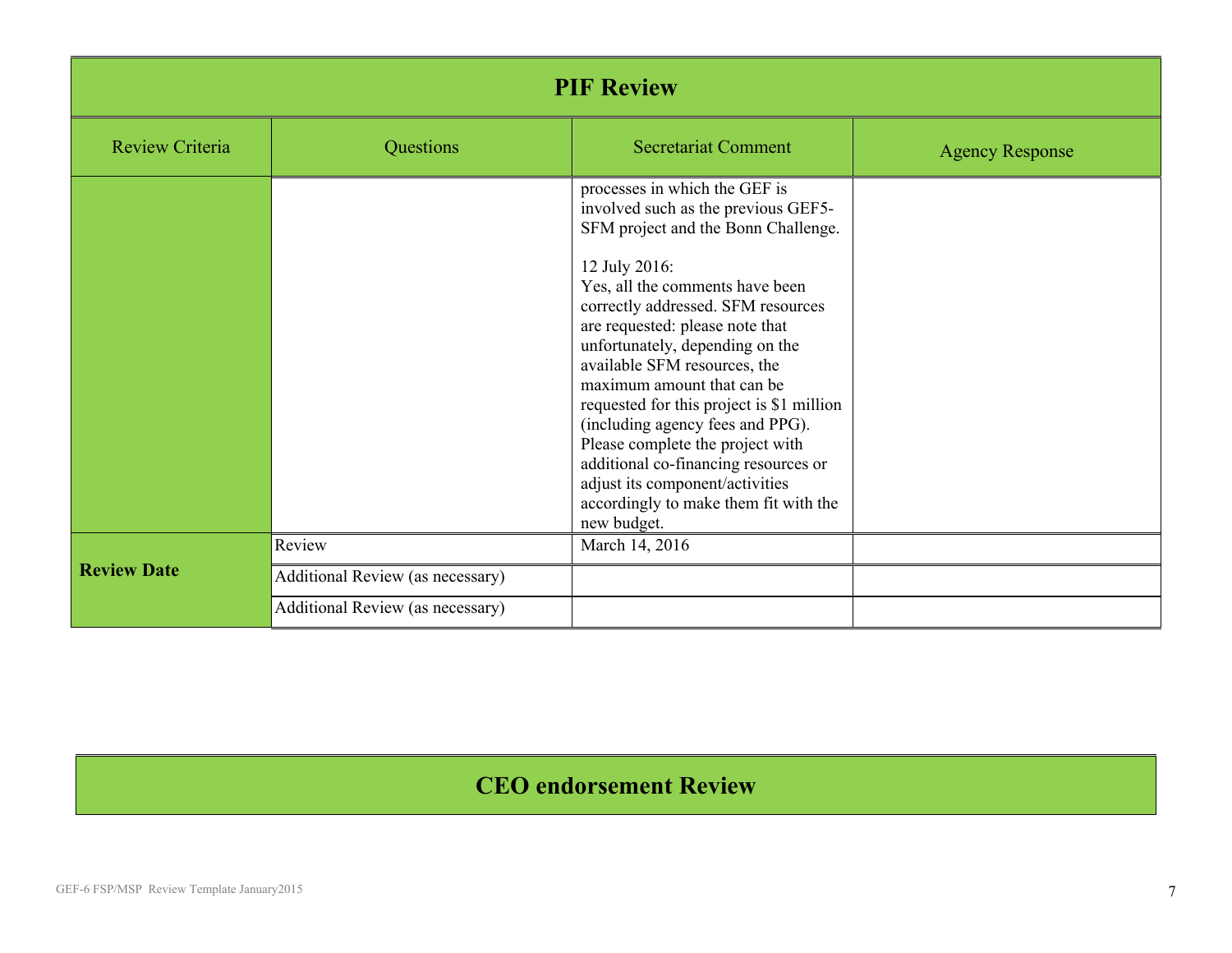## PIF Review

| Review Criteria | Questions | Secretariat Comment | Agency Response |
|---|---|---|---|
| | | processes in which the GEF is involved such as the previous GEF5-SFM project and the Bonn Challenge.<br><br>12 July 2016:<br>Yes, all the comments have been correctly addressed. SFM resources are requested: please note that unfortunately, depending on the available SFM resources, the maximum amount that can be requested for this project is $1 million (including agency fees and PPG). Please complete the project with additional co-financing resources or adjust its component/activities accordingly to make them fit with the new budget. | |
| **Review Date** | Review | March 14, 2016 | |
| | Additional Review (as necessary) | | |
| | Additional Review (as necessary) | | |

## CEO endorsement Review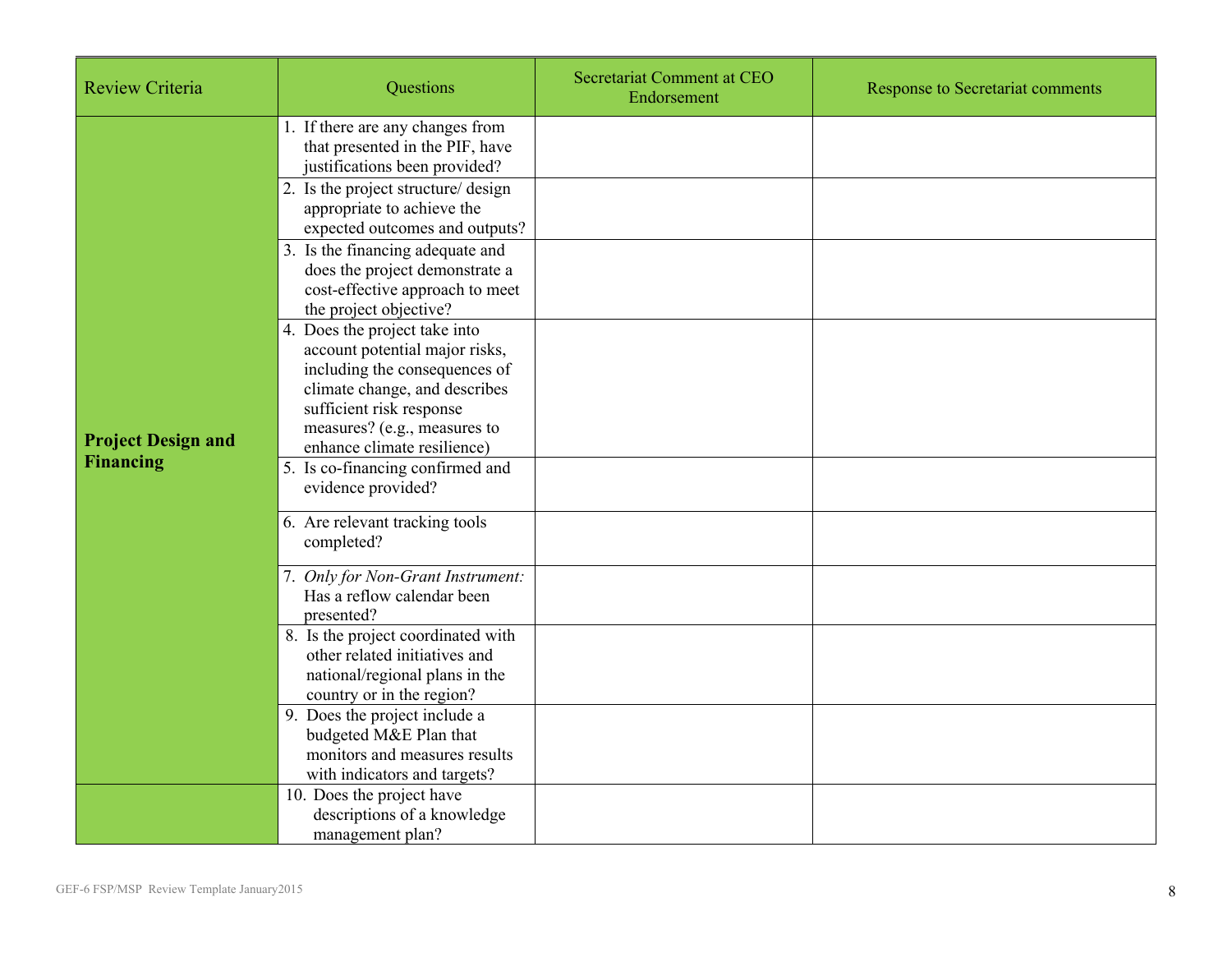| Review Criteria | Questions | Secretariat Comment at CEO Endorsement | Response to Secretariat comments |
|---|---|---|---|
| **Project Design and Financing** | 1. If there are any changes from that presented in the PIF, have justifications been provided? | | |
| | 2. Is the project structure/ design appropriate to achieve the expected outcomes and outputs? | | |
| | 3. Is the financing adequate and does the project demonstrate a cost-effective approach to meet the project objective? | | |
| | 4. Does the project take into account potential major risks, including the consequences of climate change, and describes sufficient risk response measures? (e.g., measures to enhance climate resilience) | | |
| | 5. Is co-financing confirmed and evidence provided? | | |
| | 6. Are relevant tracking tools completed? | | |
| | 7. *Only for Non-Grant Instrument:* Has a reflow calendar been presented? | | |
| | 8. Is the project coordinated with other related initiatives and national/regional plans in the country or in the region? | | |
| | 9. Does the project include a budgeted M&E Plan that monitors and measures results with indicators and targets? | | |
| | 10. Does the project have descriptions of a knowledge management plan? | | |

GEF-6 FSP/MSP Review Template January2015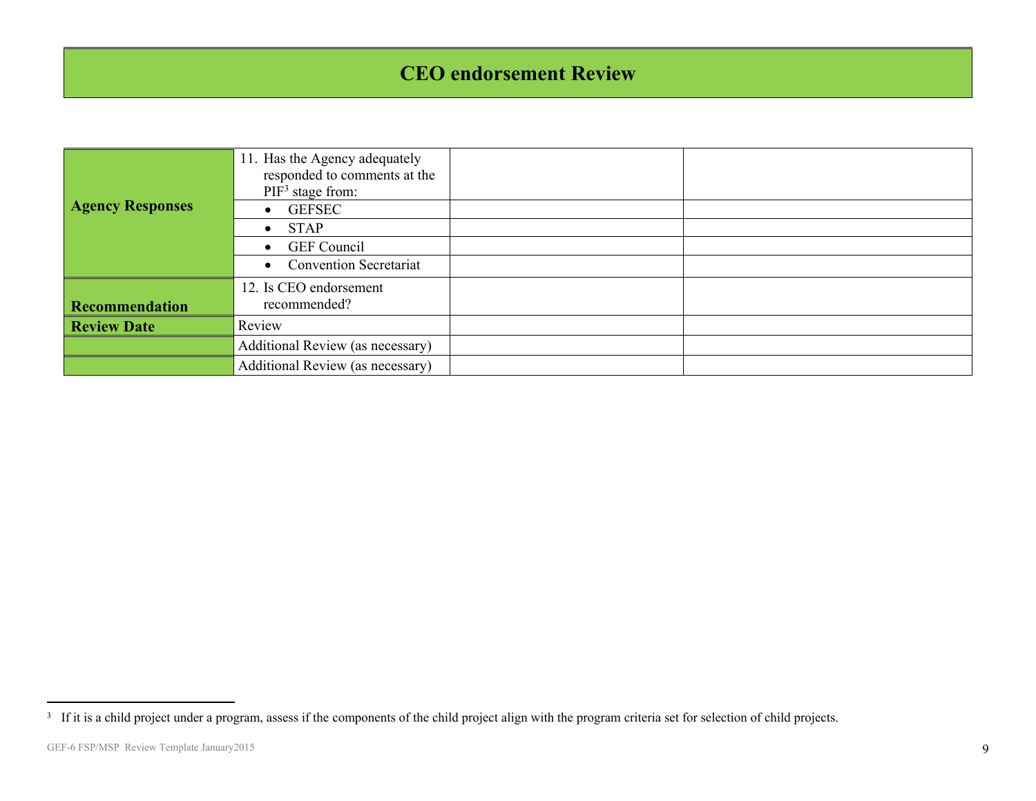# CEO endorsement Review

| | | | |
|---|---|---|---|
| **Agency Responses** | 11. Has the Agency adequately responded to comments at the PIF[3] stage from: | | |
| | • GEFSEC | | |
| | • STAP | | |
| | • GEF Council | | |
| | • Convention Secretariat | | |
| **Recommendation** | 12. Is CEO endorsement recommended? | | |
| **Review Date** | Review | | |
| | Additional Review (as necessary) | | |
| | Additional Review (as necessary) | | |

[3] If it is a child project under a program, assess if the components of the child project align with the program criteria set for selection of child projects.